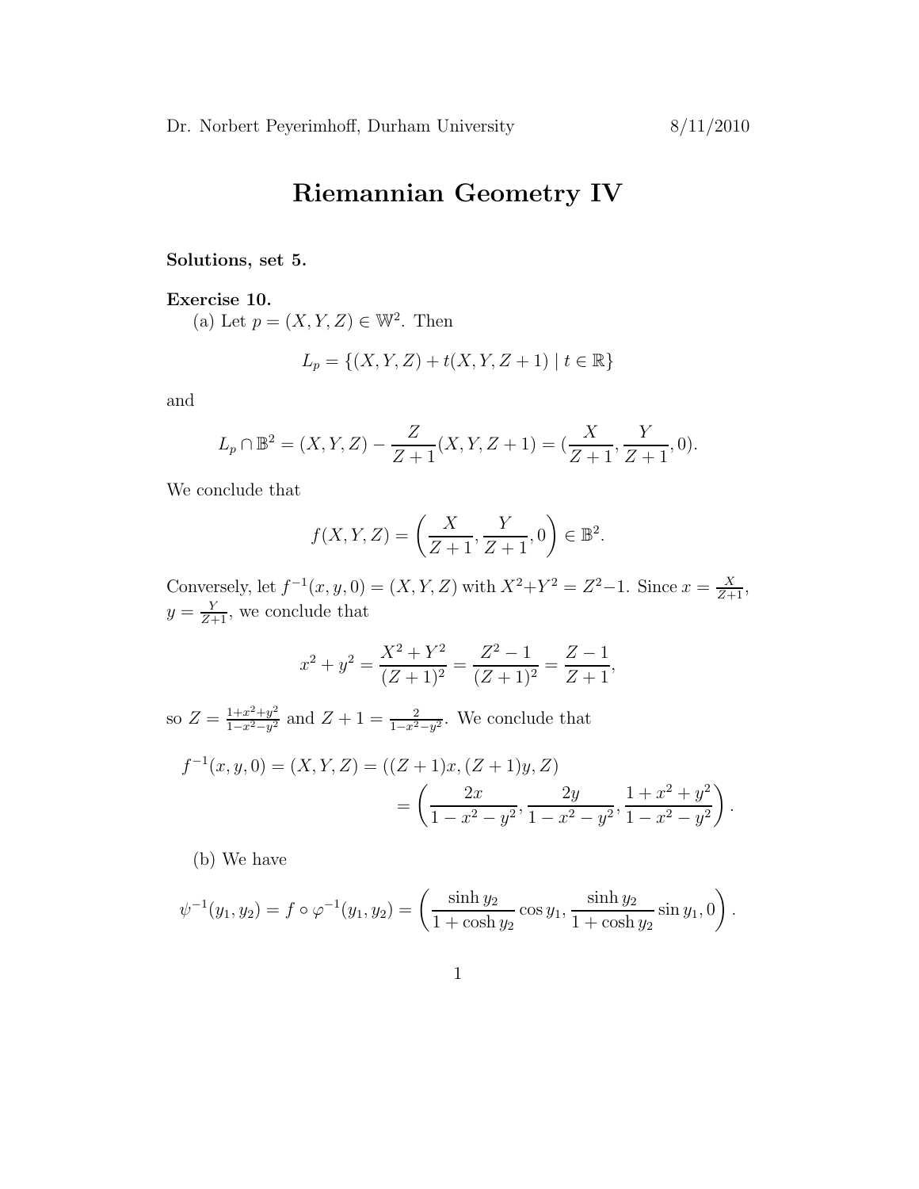Dr. Norbert Peyerimhoff, Durham University 8/11/2010

# Riemannian Geometry IV

**Solutions, set 5.**

**Exercise 10.**

(a) Let $p = (X, Y, Z) \in \mathbb{W}^2$. Then

$$L_p = \{(X, Y, Z) + t(X, Y, Z + 1) \mid t \in \mathbb{R}\}$$

and

$$L_p \cap \mathbb{B}^2 = (X, Y, Z) - \frac{Z}{Z+1}(X, Y, Z+1) = (\frac{X}{Z+1}, \frac{Y}{Z+1}, 0).$$

We conclude that

$$f(X, Y, Z) = \left( \frac{X}{Z+1}, \frac{Y}{Z+1}, 0 \right) \in \mathbb{B}^2.$$

Conversely, let $f^{-1}(x, y, 0) = (X, Y, Z)$ with $X^2 + Y^2 = Z^2 - 1$. Since $x = \frac{X}{Z+1}$, $y = \frac{Y}{Z+1}$, we conclude that

$$x^2 + y^2 = \frac{X^2 + Y^2}{(Z+1)^2} = \frac{Z^2 - 1}{(Z+1)^2} = \frac{Z-1}{Z+1},$$

so $Z = \frac{1+x^2+y^2}{1-x^2-y^2}$ and $Z + 1 = \frac{2}{1-x^2-y^2}$. We conclude that

$$\begin{aligned} f^{-1}(x, y, 0) = (X, Y, Z) &= ((Z+1)x, (Z+1)y, Z) \\ &= \left( \frac{2x}{1-x^2-y^2}, \frac{2y}{1-x^2-y^2}, \frac{1+x^2+y^2}{1-x^2-y^2} \right). \end{aligned}$$

(b) We have

$$\psi^{-1}(y_1, y_2) = f \circ \varphi^{-1}(y_1, y_2) = \left( \frac{\sinh y_2}{1 + \cosh y_2} \cos y_1, \frac{\sinh y_2}{1 + \cosh y_2} \sin y_1, 0 \right).$$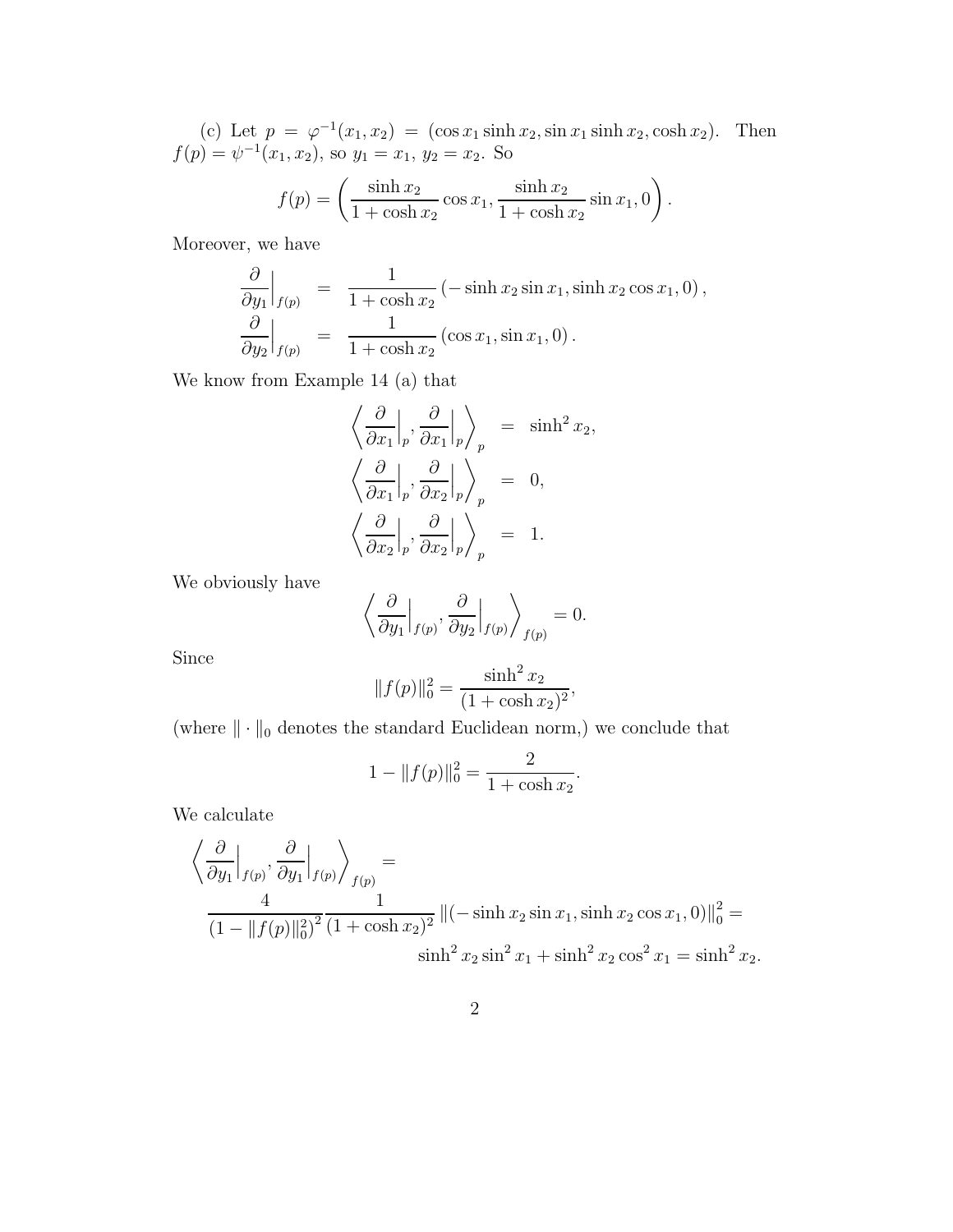(c) Let $p = \varphi^{-1}(x_1, x_2) = (\cos x_1 \sinh x_2, \sin x_1 \sinh x_2, \cosh x_2)$. Then $f(p) = \psi^{-1}(x_1, x_2)$, so $y_1 = x_1$, $y_2 = x_2$. So

$$f(p) = \left( \frac{\sinh x_2}{1 + \cosh x_2} \cos x_1, \frac{\sinh x_2}{1 + \cosh x_2} \sin x_1, 0 \right).$$

Moreover, we have

$$\begin{aligned}
\frac{\partial}{\partial y_1}\Big|_{f(p)} &= \frac{1}{1 + \cosh x_2} \left( -\sinh x_2 \sin x_1, \sinh x_2 \cos x_1, 0 \right), \\
\frac{\partial}{\partial y_2}\Big|_{f(p)} &= \frac{1}{1 + \cosh x_2} \left( \cos x_1, \sin x_1, 0 \right).
\end{aligned}$$

We know from Example 14 (a) that

$$\begin{aligned}
\left\langle \frac{\partial}{\partial x_1}\Big|_p, \frac{\partial}{\partial x_1}\Big|_p \right\rangle_p &= \sinh^2 x_2, \\
\left\langle \frac{\partial}{\partial x_1}\Big|_p, \frac{\partial}{\partial x_2}\Big|_p \right\rangle_p &= 0, \\
\left\langle \frac{\partial}{\partial x_2}\Big|_p, \frac{\partial}{\partial x_2}\Big|_p \right\rangle_p &= 1.
\end{aligned}$$

We obviously have

$$\left\langle \frac{\partial}{\partial y_1}\Big|_{f(p)}, \frac{\partial}{\partial y_2}\Big|_{f(p)} \right\rangle_{f(p)} = 0.$$

Since

$$\|f(p)\|_0^2 = \frac{\sinh^2 x_2}{(1 + \cosh x_2)^2},$$

(where $\| \cdot \|_0$ denotes the standard Euclidean norm,) we conclude that

$$1 - \|f(p)\|_0^2 = \frac{2}{1 + \cosh x_2}.$$

We calculate

$$\begin{aligned}
&\left\langle \frac{\partial}{\partial y_1}\Big|_{f(p)}, \frac{\partial}{\partial y_1}\Big|_{f(p)} \right\rangle_{f(p)} = \\
&\quad \frac{4}{(1 - \|f(p)\|_0^2)^2} \frac{1}{(1 + \cosh x_2)^2} \|(-\sinh x_2 \sin x_1, \sinh x_2 \cos x_1, 0)\|_0^2 = \\
&\quad \sinh^2 x_2 \sin^2 x_1 + \sinh^2 x_2 \cos^2 x_1 = \sinh^2 x_2.
\end{aligned}$$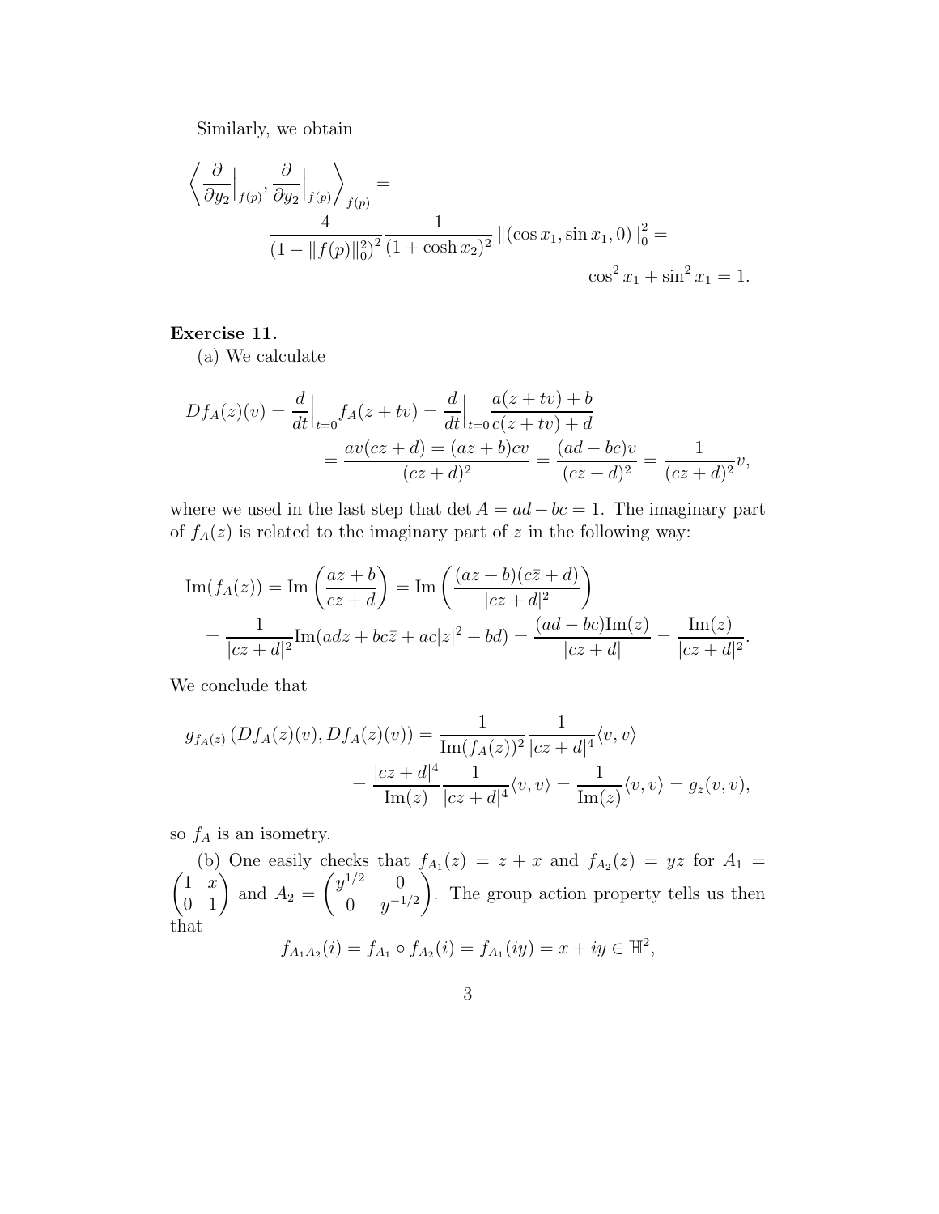Similarly, we obtain

$$
\left\langle \frac{\partial}{\partial y_2}\Big|_{f(p)}, \frac{\partial}{\partial y_2}\Big|_{f(p)} \right\rangle_{f(p)} = \\
\frac{4}{(1-\|f(p)\|_0^2)^2} \frac{1}{(1+\cosh x_2)^2} \|(\cos x_1, \sin x_1, 0)\|_0^2 = \\
\cos^2 x_1 + \sin^2 x_1 = 1.
$$

**Exercise 11.**

(a) We calculate

$$
Df_A(z)(v) = \frac{d}{dt}\Big|_{t=0} f_A(z+tv) = \frac{d}{dt}\Big|_{t=0} \frac{a(z+tv)+b}{c(z+tv)+d} \\
= \frac{av(cz+d) = (az+b)cv}{(cz+d)^2} = \frac{(ad-bc)v}{(cz+d)^2} = \frac{1}{(cz+d)^2} v,
$$

where we used in the last step that $\det A = ad - bc = 1$. The imaginary part of $f_A(z)$ is related to the imaginary part of $z$ in the following way:

$$
\operatorname{Im}(f_A(z)) = \operatorname{Im}\left(\frac{az+b}{cz+d}\right) = \operatorname{Im}\left(\frac{(az+b)(c\bar{z}+d)}{|cz+d|^2}\right) \\
= \frac{1}{|cz+d|^2} \operatorname{Im}(adz + bc\bar{z} + ac|z|^2 + bd) = \frac{(ad-bc)\operatorname{Im}(z)}{|cz+d|} = \frac{\operatorname{Im}(z)}{|cz+d|^2}.
$$

We conclude that

$$
g_{f_A(z)}\left(Df_A(z)(v), Df_A(z)(v)\right) = \frac{1}{\operatorname{Im}(f_A(z))^2} \frac{1}{|cz+d|^4} \langle v, v \rangle \\
= \frac{|cz+d|^4}{\operatorname{Im}(z)} \frac{1}{|cz+d|^4} \langle v, v \rangle = \frac{1}{\operatorname{Im}(z)} \langle v, v \rangle = g_z(v,v),
$$

so $f_A$ is an isometry.

(b) One easily checks that $f_{A_1}(z) = z + x$ and $f_{A_2}(z) = yz$ for $A_1 = \begin{pmatrix} 1 & x \\ 0 & 1 \end{pmatrix}$ and $A_2 = \begin{pmatrix} y^{1/2} & 0 \\ 0 & y^{-1/2} \end{pmatrix}$. The group action property tells us then that

$$
f_{A_1 A_2}(i) = f_{A_1} \circ f_{A_2}(i) = f_{A_1}(iy) = x + iy \in \mathbb{H}^2,
$$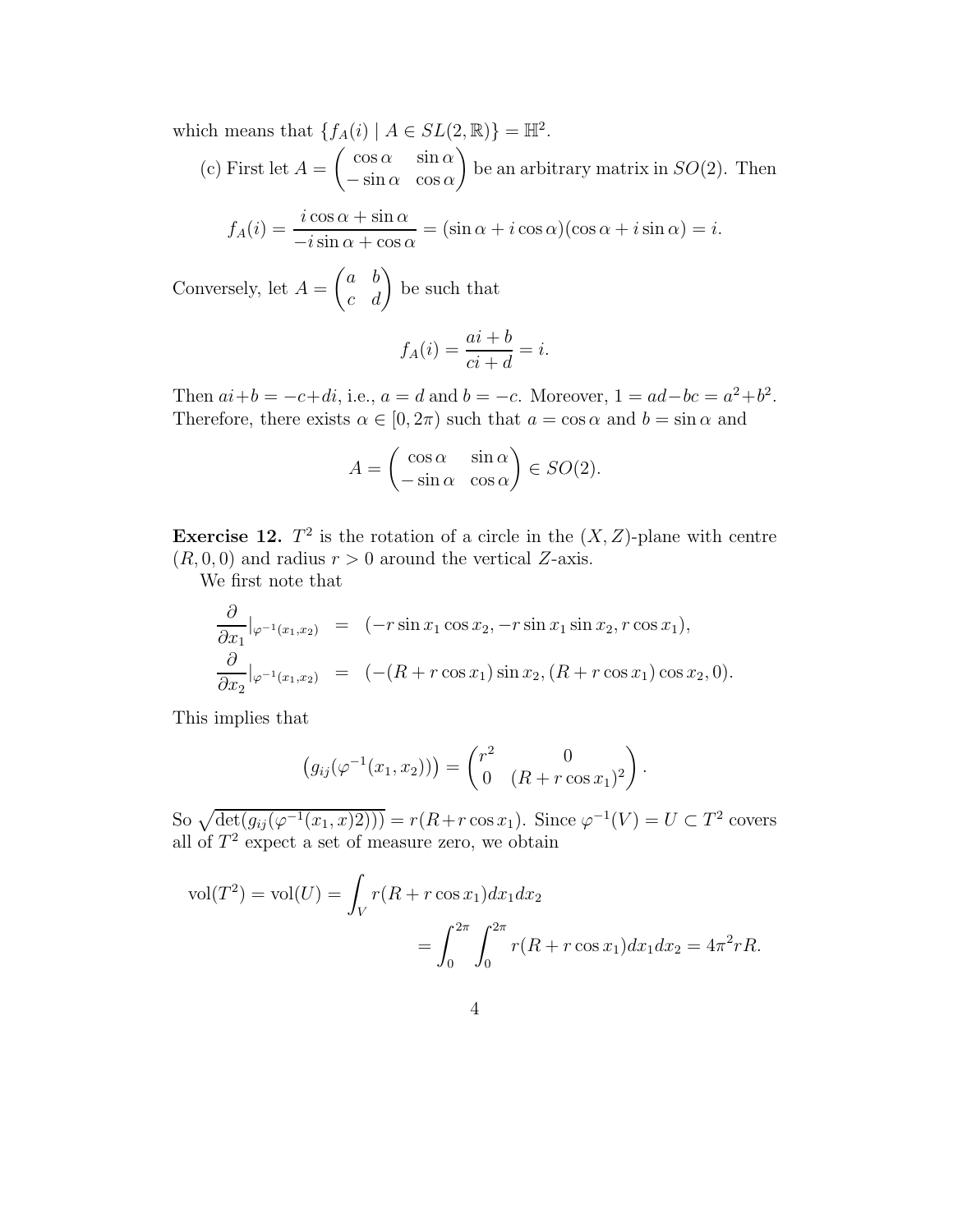which means that $\{f_A(i) \mid A \in SL(2,\mathbb{R})\} = \mathbb{H}^2$.

(c) First let $A = \begin{pmatrix} \cos\alpha & \sin\alpha \\ -\sin\alpha & \cos\alpha \end{pmatrix}$ be an arbitrary matrix in $SO(2)$. Then

$$f_A(i) = \frac{i\cos\alpha + \sin\alpha}{-i\sin\alpha + \cos\alpha} = (\sin\alpha + i\cos\alpha)(\cos\alpha + i\sin\alpha) = i.$$

Conversely, let $A = \begin{pmatrix} a & b \\ c & d \end{pmatrix}$ be such that

$$f_A(i) = \frac{ai+b}{ci+d} = i.$$

Then $ai+b = -c+di$, i.e., $a = d$ and $b = -c$. Moreover, $1 = ad-bc = a^2+b^2$. Therefore, there exists $\alpha \in [0, 2\pi)$ such that $a = \cos\alpha$ and $b = \sin\alpha$ and

$$A = \begin{pmatrix} \cos\alpha & \sin\alpha \\ -\sin\alpha & \cos\alpha \end{pmatrix} \in SO(2).$$

**Exercise 12.** $T^2$ is the rotation of a circle in the $(X, Z)$-plane with centre $(R, 0, 0)$ and radius $r > 0$ around the vertical $Z$-axis.

We first note that

$$\begin{aligned}
\frac{\partial}{\partial x_1}|_{\varphi^{-1}(x_1,x_2)} &= (-r\sin x_1 \cos x_2, -r\sin x_1 \sin x_2, r\cos x_1), \\
\frac{\partial}{\partial x_2}|_{\varphi^{-1}(x_1,x_2)} &= (-(R + r\cos x_1)\sin x_2, (R + r\cos x_1)\cos x_2, 0).
\end{aligned}$$

This implies that

$$\left(g_{ij}(\varphi^{-1}(x_1, x_2))\right) = \begin{pmatrix} r^2 & 0 \\ 0 & (R + r\cos x_1)^2 \end{pmatrix}.$$

So $\sqrt{\det(g_{ij}(\varphi^{-1}(x_1, x)2)))} = r(R + r\cos x_1)$. Since $\varphi^{-1}(V) = U \subset T^2$ covers all of $T^2$ expect a set of measure zero, we obtain

$$\begin{aligned}
\text{vol}(T^2) = \text{vol}(U) &= \int_V r(R + r\cos x_1) dx_1 dx_2 \\
&= \int_0^{2\pi} \int_0^{2\pi} r(R + r\cos x_1) dx_1 dx_2 = 4\pi^2 rR.
\end{aligned}$$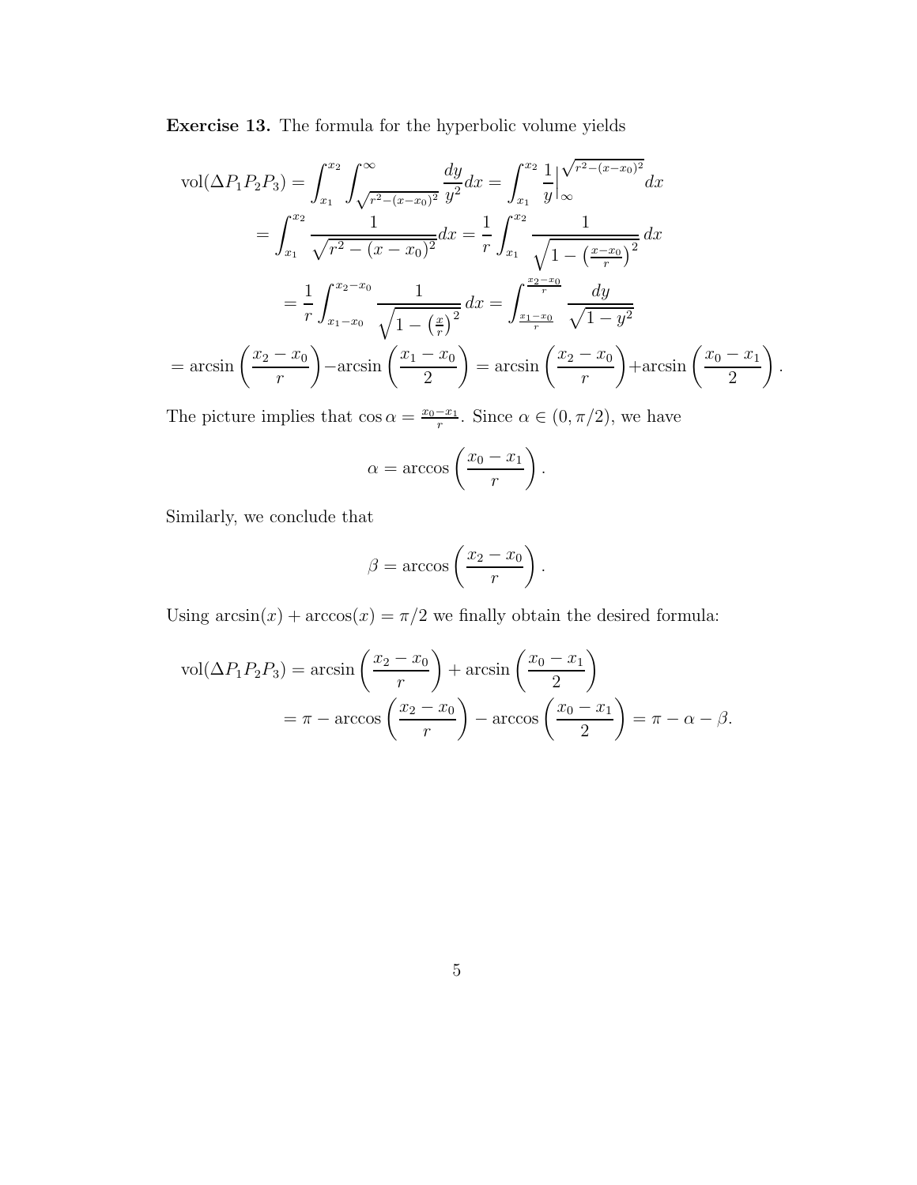**Exercise 13.** The formula for the hyperbolic volume yields

$$
\begin{aligned}
\mathrm{vol}(\Delta P_1P_2P_3) &= \int_{x_1}^{x_2} \int_{\sqrt{r^2-(x-x_0)^2}}^{\infty} \frac{dy}{y^2} dx = \int_{x_1}^{x_2} \frac{1}{y}\Big|_{\infty}^{\sqrt{r^2-(x-x_0)^2}} dx \\
&= \int_{x_1}^{x_2} \frac{1}{\sqrt{r^2-(x-x_0)^2}} dx = \frac{1}{r}\int_{x_1}^{x_2} \frac{1}{\sqrt{1-\left(\frac{x-x_0}{r}\right)^2}}\, dx \\
&= \frac{1}{r}\int_{x_1-x_0}^{x_2-x_0} \frac{1}{\sqrt{1-\left(\frac{x}{r}\right)^2}}\, dx = \int_{\frac{x_1-x_0}{r}}^{\frac{x_2-x_0}{r}} \frac{dy}{\sqrt{1-y^2}} \\
= \arcsin\left(\frac{x_2-x_0}{r}\right) &- \arcsin\left(\frac{x_1-x_0}{2}\right) = \arcsin\left(\frac{x_2-x_0}{r}\right) + \arcsin\left(\frac{x_0-x_1}{2}\right).
\end{aligned}
$$

The picture implies that $\cos\alpha = \frac{x_0-x_1}{r}$. Since $\alpha \in (0, \pi/2)$, we have

$$
\alpha = \arccos\left(\frac{x_0-x_1}{r}\right).
$$

Similarly, we conclude that

$$
\beta = \arccos\left(\frac{x_2-x_0}{r}\right).
$$

Using $\arcsin(x) + \arccos(x) = \pi/2$ we finally obtain the desired formula:

$$
\begin{aligned}
\mathrm{vol}(\Delta P_1P_2P_3) &= \arcsin\left(\frac{x_2-x_0}{r}\right) + \arcsin\left(\frac{x_0-x_1}{2}\right) \\
&= \pi - \arccos\left(\frac{x_2-x_0}{r}\right) - \arccos\left(\frac{x_0-x_1}{2}\right) = \pi - \alpha - \beta.
\end{aligned}
$$